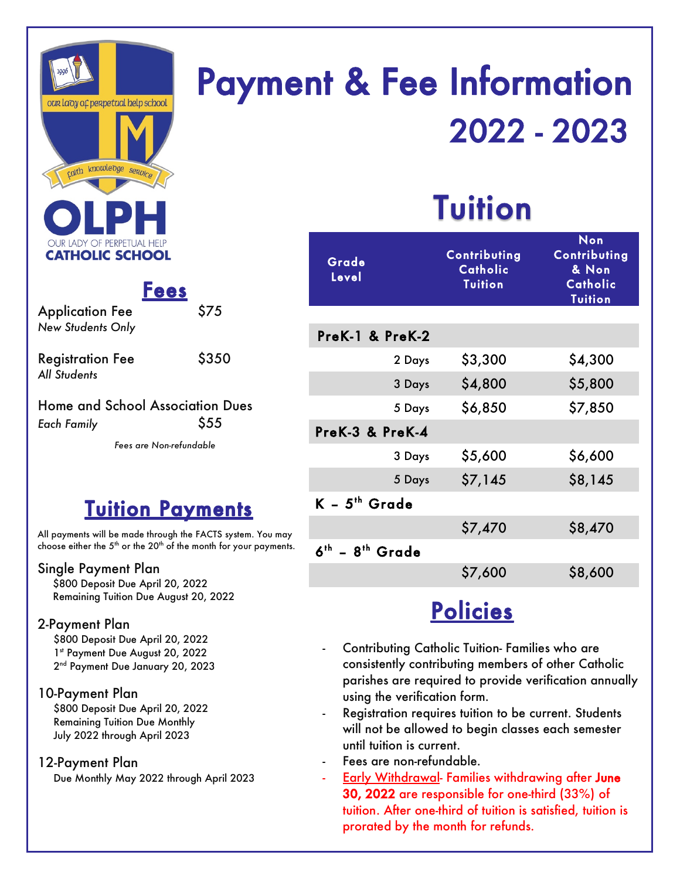OLPH
OUR LADY OF PERPETUAL HELP
CATHOLIC SCHOOL

# Payment & Fee Information 2022 - 2023

## Fees

Application Fee $75
*New Students Only*

Registration Fee $350
*All Students*

Home and School Association Dues
*Each Family* $55

*Fees are Non-refundable*

## Tuition Payments

All payments will be made through the FACTS system. You may choose either the 5th or the 20th of the month for your payments.

**Single Payment Plan**
$800 Deposit Due April 20, 2022
Remaining Tuition Due August 20, 2022

**2-Payment Plan**
$800 Deposit Due April 20, 2022
1st Payment Due August 20, 2022
2nd Payment Due January 20, 2023

**10-Payment Plan**
$800 Deposit Due April 20, 2022
Remaining Tuition Due Monthly
July 2022 through April 2023

**12-Payment Plan**
Due Monthly May 2022 through April 2023

## Tuition

| Grade Level | | Contributing Catholic Tuition | Non Contributing & Non Catholic Tuition |
|---|---|---|---|
| **PreK-1 & PreK-2** | | | |
| | 2 Days | $3,300 | $4,300 |
| | 3 Days | $4,800 | $5,800 |
| | 5 Days | $6,850 | $7,850 |
| **PreK-3 & PreK-4** | | | |
| | 3 Days | $5,600 | $6,600 |
| | 5 Days | $7,145 | $8,145 |
| **K – 5th Grade** | | | |
| | | $7,470 | $8,470 |
| **6th – 8th Grade** | | | |
| | | $7,600 | $8,600 |

## Policies

- Contributing Catholic Tuition- Families who are consistently contributing members of other Catholic parishes are required to provide verification annually using the verification form.
- Registration requires tuition to be current. Students will not be allowed to begin classes each semester until tuition is current.
- Fees are non-refundable.
- Early Withdrawal- Families withdrawing after **June 30, 2022** are responsible for one-third (33%) of tuition. After one-third of tuition is satisfied, tuition is prorated by the month for refunds.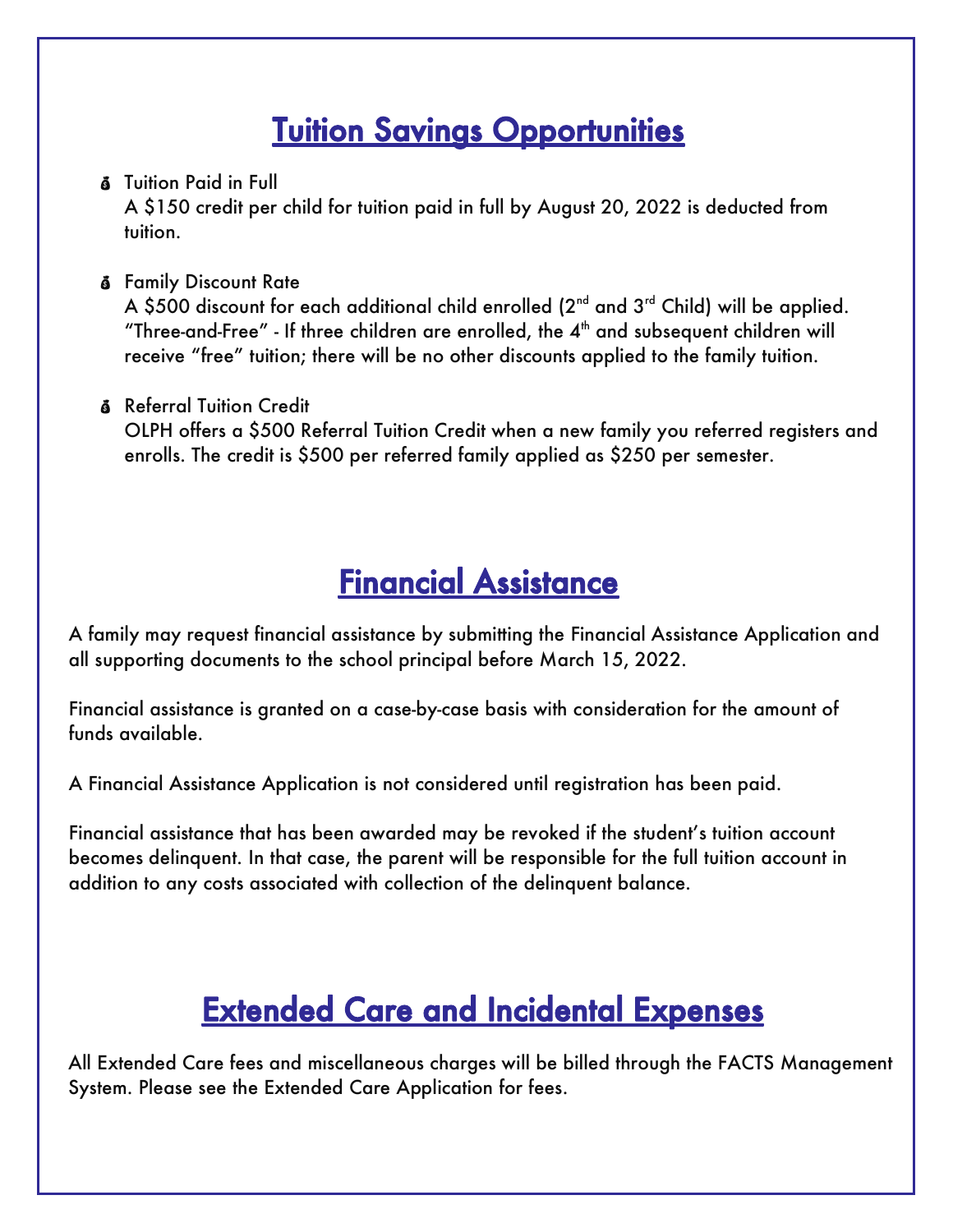# Tuition Savings Opportunities

- Tuition Paid in Full
  A $150 credit per child for tuition paid in full by August 20, 2022 is deducted from tuition.

- Family Discount Rate
  A $500 discount for each additional child enrolled (2nd and 3rd Child) will be applied. "Three-and-Free" - If three children are enrolled, the 4th and subsequent children will receive "free" tuition; there will be no other discounts applied to the family tuition.

- Referral Tuition Credit
  OLPH offers a $500 Referral Tuition Credit when a new family you referred registers and enrolls. The credit is $500 per referred family applied as $250 per semester.

# Financial Assistance

A family may request financial assistance by submitting the Financial Assistance Application and all supporting documents to the school principal before March 15, 2022.

Financial assistance is granted on a case-by-case basis with consideration for the amount of funds available.

A Financial Assistance Application is not considered until registration has been paid.

Financial assistance that has been awarded may be revoked if the student's tuition account becomes delinquent. In that case, the parent will be responsible for the full tuition account in addition to any costs associated with collection of the delinquent balance.

# Extended Care and Incidental Expenses

All Extended Care fees and miscellaneous charges will be billed through the FACTS Management System. Please see the Extended Care Application for fees.